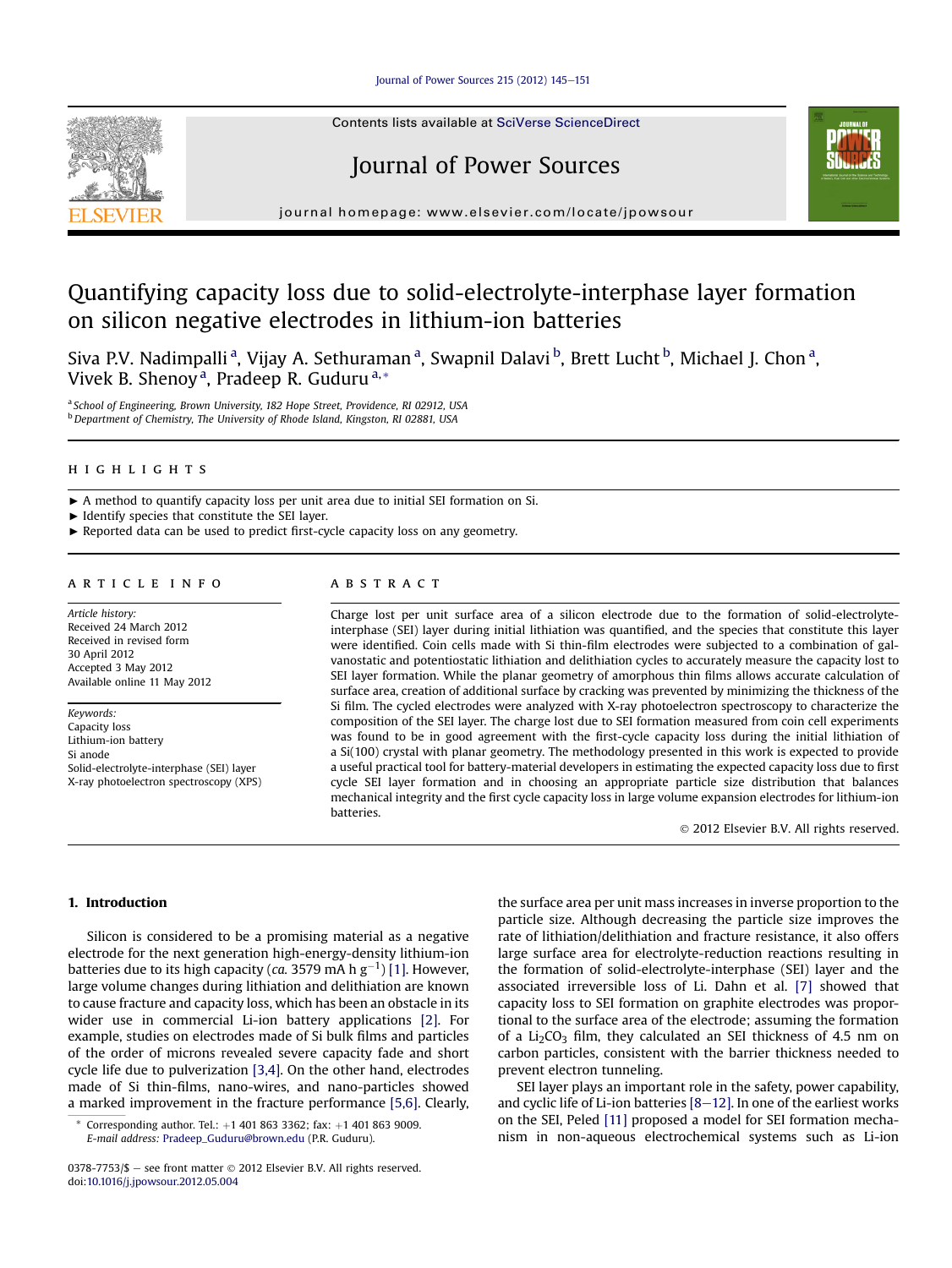# Quantifying capacity loss due to solid-electrolyte-interphase layer formation on silicon negative electrodes in lithium-ion batteries

Siva P.V. Nadimpalli [a], Vijay A. Sethuraman [a], Swapnil Dalavi [b], Brett Lucht [b], Michael J. Chon [a], Vivek B. Shenoy [a], Pradeep R. Guduru [a,*]

[a] School of Engineering, Brown University, 182 Hope Street, Providence, RI 02912, USA
[b] Department of Chemistry, The University of Rhode Island, Kingston, RI 02881, USA

## HIGHLIGHTS

- A method to quantify capacity loss per unit area due to initial SEI formation on Si.
- Identify species that constitute the SEI layer.
- Reported data can be used to predict first-cycle capacity loss on any geometry.

## ARTICLE INFO

*Article history:*
Received 24 March 2012
Received in revised form 30 April 2012
Accepted 3 May 2012
Available online 11 May 2012

*Keywords:*
Capacity loss
Lithium-ion battery
Si anode
Solid-electrolyte-interphase (SEI) layer
X-ray photoelectron spectroscopy (XPS)

## ABSTRACT

Charge lost per unit surface area of a silicon electrode due to the formation of solid-electrolyte-interphase (SEI) layer during initial lithiation was quantified, and the species that constitute this layer were identified. Coin cells made with Si thin-film electrodes were subjected to a combination of galvanostatic and potentiostatic lithiation and delithiation cycles to accurately measure the capacity lost to SEI layer formation. While the planar geometry of amorphous thin films allows accurate calculation of surface area, creation of additional surface by cracking was prevented by minimizing the thickness of the Si film. The cycled electrodes were analyzed with X-ray photoelectron spectroscopy to characterize the composition of the SEI layer. The charge lost due to SEI formation measured from coin cell experiments was found to be in good agreement with the first-cycle capacity loss during the initial lithiation of a Si(100) crystal with planar geometry. The methodology presented in this work is expected to provide a useful practical tool for battery-material developers in estimating the expected capacity loss due to first cycle SEI layer formation and in choosing an appropriate particle size distribution that balances mechanical integrity and the first cycle capacity loss in large volume expansion electrodes for lithium-ion batteries.

© 2012 Elsevier B.V. All rights reserved.

## 1. Introduction

Silicon is considered to be a promising material as a negative electrode for the next generation high-energy-density lithium-ion batteries due to its high capacity (*ca.* 3579 mA h $g^{-1}$) [1]. However, large volume changes during lithiation and delithiation are known to cause fracture and capacity loss, which has been an obstacle in its wider use in commercial Li-ion battery applications [2]. For example, studies on electrodes made of Si bulk films and particles of the order of microns revealed severe capacity fade and short cycle life due to pulverization [3,4]. On the other hand, electrodes made of Si thin-films, nano-wires, and nano-particles showed a marked improvement in the fracture performance [5,6]. Clearly, the surface area per unit mass increases in inverse proportion to the particle size. Although decreasing the particle size improves the rate of lithiation/delithiation and fracture resistance, it also offers large surface area for electrolyte-reduction reactions resulting in the formation of solid-electrolyte-interphase (SEI) layer and the associated irreversible loss of Li. Dahn et al. [7] showed that capacity loss to SEI formation on graphite electrodes was proportional to the surface area of the electrode; assuming the formation of a $Li_2CO_3$ film, they calculated an SEI thickness of 4.5 nm on carbon particles, consistent with the barrier thickness needed to prevent electron tunneling.

SEI layer plays an important role in the safety, power capability, and cyclic life of Li-ion batteries [8–12]. In one of the earliest works on the SEI, Peled [11] proposed a model for SEI formation mechanism in non-aqueous electrochemical systems such as Li-ion

* Corresponding author. Tel.: +1 401 863 3362; fax: +1 401 863 9009. *E-mail address:* Pradeep_Guduru@brown.edu (P.R. Guduru).

0378-7753/$ – see front matter © 2012 Elsevier B.V. All rights reserved.
doi:10.1016/j.jpowsour.2012.05.004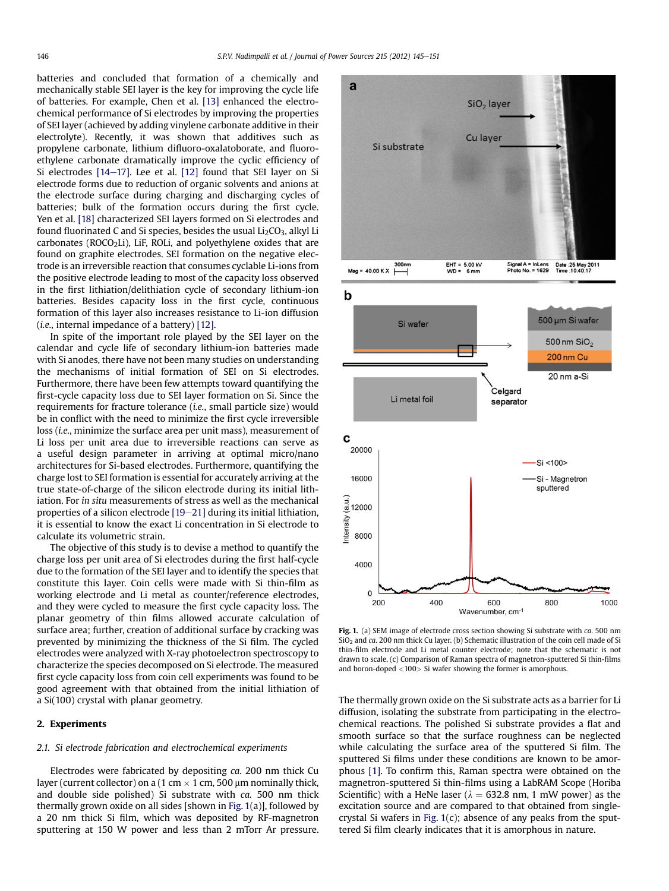batteries and concluded that formation of a chemically and mechanically stable SEI layer is the key for improving the cycle life of batteries. For example, Chen et al. [13] enhanced the electrochemical performance of Si electrodes by improving the properties of SEI layer (achieved by adding vinylene carbonate additive in their electrolyte). Recently, it was shown that additives such as propylene carbonate, lithium difluoro-oxalatoborate, and fluoroethylene carbonate dramatically improve the cyclic efficiency of Si electrodes [14–17]. Lee et al. [12] found that SEI layer on Si electrode forms due to reduction of organic solvents and anions at the electrode surface during charging and discharging cycles of batteries; bulk of the formation occurs during the first cycle. Yen et al. [18] characterized SEI layers formed on Si electrodes and found fluorinated C and Si species, besides the usual $Li_2CO_3$, alkyl Li carbonates ($ROCO_2Li$), LiF, ROLi, and polyethylene oxides that are found on graphite electrodes. SEI formation on the negative electrode is an irreversible reaction that consumes cyclable Li-ions from the positive electrode leading to most of the capacity loss observed in the first lithiation/delithiation cycle of secondary lithium-ion batteries. Besides capacity loss in the first cycle, continuous formation of this layer also increases resistance to Li-ion diffusion (*i.e.*, internal impedance of a battery) [12].

In spite of the important role played by the SEI layer on the calendar and cycle life of secondary lithium-ion batteries made with Si anodes, there have not been many studies on understanding the mechanisms of initial formation of SEI on Si electrodes. Furthermore, there have been few attempts toward quantifying the first-cycle capacity loss due to SEI layer formation on Si. Since the requirements for fracture tolerance (*i.e.*, small particle size) would be in conflict with the need to minimize the first cycle irreversible loss (*i.e.*, minimize the surface area per unit mass), measurement of Li loss per unit area due to irreversible reactions can serve as a useful design parameter in arriving at optimal micro/nano architectures for Si-based electrodes. Furthermore, quantifying the charge lost to SEI formation is essential for accurately arriving at the true state-of-charge of the silicon electrode during its initial lithiation. For *in situ* measurements of stress as well as the mechanical properties of a silicon electrode [19–21] during its initial lithiation, it is essential to know the exact Li concentration in Si electrode to calculate its volumetric strain.

The objective of this study is to devise a method to quantify the charge loss per unit area of Si electrodes during the first half-cycle due to the formation of the SEI layer and to identify the species that constitute this layer. Coin cells were made with Si thin-film as working electrode and Li metal as counter/reference electrodes, and they were cycled to measure the first cycle capacity loss. The planar geometry of thin films allowed accurate calculation of surface area; further, creation of additional surface by cracking was prevented by minimizing the thickness of the Si film. The cycled electrodes were analyzed with X-ray photoelectron spectroscopy to characterize the species decomposed on Si electrode. The measured first cycle capacity loss from coin cell experiments was found to be good agreement with that obtained from the initial lithiation of a Si(100) crystal with planar geometry.

## 2. Experiments

### 2.1. Si electrode fabrication and electrochemical experiments

Electrodes were fabricated by depositing *ca.* 200 nm thick Cu layer (current collector) on a (1 cm × 1 cm, 500 μm nominally thick, and double side polished) Si substrate with *ca.* 500 nm thick thermally grown oxide on all sides [shown in Fig. 1(a)], followed by a 20 nm thick Si film, which was deposited by RF-magnetron sputtering at 150 W power and less than 2 mTorr Ar pressure.

a

SiO2 layer
Cu layer
Si substrate

Mag = 40.00 K X
300nm
EHT = 5.00 kV
WD = 6 mm
Signal A = InLens
Photo No. = 1629
Date :25 May 2011
Time :10:40:17

b

Si wafer
Li metal foil
Celgard separator
500 μm Si wafer
500 nm SiO2
200 nm Cu
20 nm a-Si

c

Intensity (a.u.)
20000
16000
12000
8000
4000
0
200
400
600
800
1000
Wavenumber, cm-1
Si <100>
Si - Magnetron sputtered

**Fig. 1.** (a) SEM image of electrode cross section showing Si substrate with *ca.* 500 nm $SiO_2$ and *ca.* 200 nm thick Cu layer. (b) Schematic illustration of the coin cell made of Si thin-film electrode and Li metal counter electrode; note that the schematic is not drawn to scale. (c) Comparison of Raman spectra of magnetron-sputtered Si thin-films and boron-doped <100> Si wafer showing the former is amorphous.

The thermally grown oxide on the Si substrate acts as a barrier for Li diffusion, isolating the substrate from participating in the electrochemical reactions. The polished Si substrate provides a flat and smooth surface so that the surface roughness can be neglected while calculating the surface area of the sputtered Si film. The sputtered Si films under these conditions are known to be amorphous [1]. To confirm this, Raman spectra were obtained on the magnetron-sputtered Si thin-films using a LabRAM Scope (Horiba Scientific) with a HeNe laser ($\lambda = 632.8$ nm, 1 mW power) as the excitation source and are compared to that obtained from single-crystal Si wafers in Fig. 1(c); absence of any peaks from the sputtered Si film clearly indicates that it is amorphous in nature.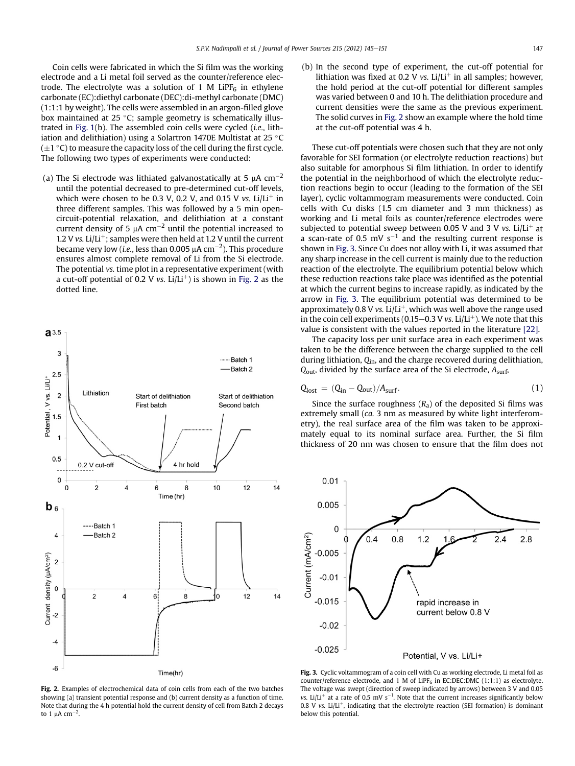Coin cells were fabricated in which the Si film was the working electrode and a Li metal foil served as the counter/reference electrode. The electrolyte was a solution of 1 M $LiPF_6$ in ethylene carbonate (EC):diethyl carbonate (DEC):di-methyl carbonate (DMC) (1:1:1 by weight). The cells were assembled in an argon-filled glove box maintained at 25 °C; sample geometry is schematically illustrated in Fig. 1(b). The assembled coin cells were cycled (*i.e.*, lithiation and delithiation) using a Solartron 1470E Multistat at 25 °C (±1 °C) to measure the capacity loss of the cell during the first cycle. The following two types of experiments were conducted:

(a) The Si electrode was lithiated galvanostatically at 5 μA $cm^{-2}$ until the potential decreased to pre-determined cut-off levels, which were chosen to be 0.3 V, 0.2 V, and 0.15 V *vs.* $Li/Li^+$ in three different samples. This was followed by a 5 min open-circuit-potential relaxation, and delithiation at a constant current density of 5 μA $cm^{-2}$ until the potential increased to 1.2 V *vs.* $Li/Li^+$; samples were then held at 1.2 V until the current became very low (*i.e.*, less than 0.005 μA $cm^{-2}$). This procedure ensures almost complete removal of Li from the Si electrode. The potential *vs.* time plot in a representative experiment (with a cut-off potential of 0.2 V *vs.* $Li/Li^+$) is shown in Fig. 2 as the dotted line.

(b) In the second type of experiment, the cut-off potential for lithiation was fixed at 0.2 V *vs.* $Li/Li^+$ in all samples; however, the hold period at the cut-off potential for different samples was varied between 0 and 10 h. The delithiation procedure and current densities were the same as the previous experiment. The solid curves in Fig. 2 show an example where the hold time at the cut-off potential was 4 h.

Fig. 2. Examples of electrochemical data of coin cells from each of the two batches showing (a) transient potential response and (b) current density as a function of time. Note that during the 4 h potential hold the current density of cell from Batch 2 decays to 1 μA $cm^{-2}$.

These cut-off potentials were chosen such that they are not only favorable for SEI formation (or electrolyte reduction reactions) but also suitable for amorphous Si film lithiation. In order to identify the potential in the neighborhood of which the electrolyte reduction reactions begin to occur (leading to the formation of the SEI layer), cyclic voltammogram measurements were conducted. Coin cells with Cu disks (1.5 cm diameter and 3 mm thickness) as working and Li metal foils as counter/reference electrodes were subjected to potential sweep between 0.05 V and 3 V *vs.* $Li/Li^+$ at a scan-rate of 0.5 mV $s^{-1}$ and the resulting current response is shown in Fig. 3. Since Cu does not alloy with Li, it was assumed that any sharp increase in the cell current is mainly due to the reduction reaction of the electrolyte. The equilibrium potential below which these reduction reactions take place was identified as the potential at which the current begins to increase rapidly, as indicated by the arrow in Fig. 3. The equilibrium potential was determined to be approximately 0.8 V *vs.* $Li/Li^+$, which was well above the range used in the coin cell experiments (0.15–0.3 V *vs.* $Li/Li^+$). We note that this value is consistent with the values reported in the literature [22].

The capacity loss per unit surface area in each experiment was taken to be the difference between the charge supplied to the cell during lithiation, $Q_{in}$, and the charge recovered during delithiation, $Q_{out}$, divided by the surface area of the Si electrode, $A_{surf}$,

$$Q_{lost} = (Q_{in} - Q_{out})/A_{surf}. \tag{1}$$

Since the surface roughness ($R_a$) of the deposited Si films was extremely small (*ca.* 3 nm as measured by white light interferometry), the real surface area of the film was taken to be approximately equal to its nominal surface area. Further, the Si film thickness of 20 nm was chosen to ensure that the film does not

Fig. 3. Cyclic voltammogram of a coin cell with Cu as working electrode, Li metal foil as counter/reference electrode, and 1 M of $LiPF_6$ in EC:DEC:DMC (1:1:1) as electrolyte. The voltage was swept (direction of sweep indicated by arrows) between 3 V and 0.05 *vs.* $Li/Li^+$ at a rate of 0.5 mV $s^{-1}$. Note that the current increases significantly below 0.8 V *vs.* $Li/Li^+$, indicating that the electrolyte reaction (SEI formation) is dominant below this potential.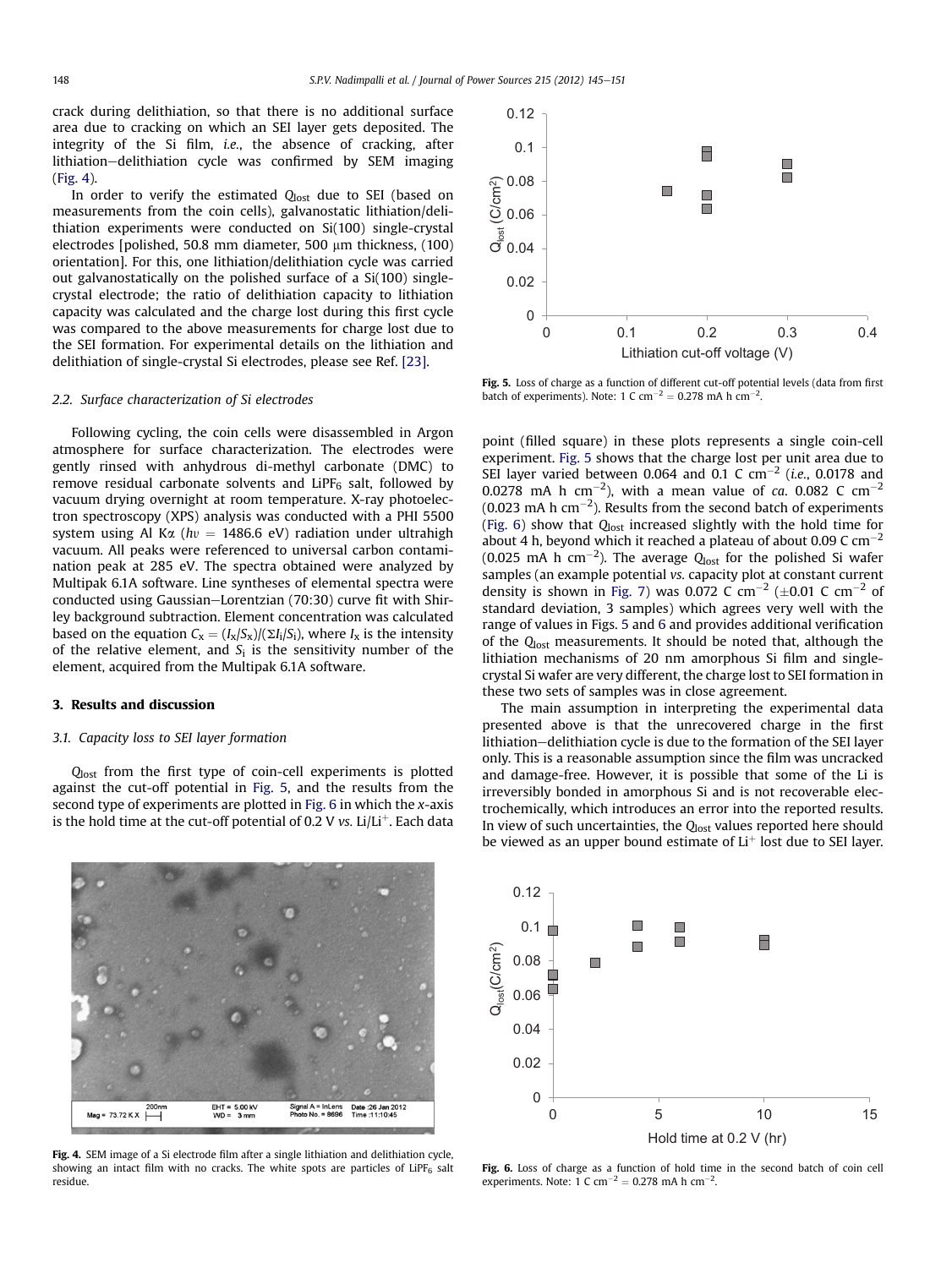crack during delithiation, so that there is no additional surface area due to cracking on which an SEI layer gets deposited. The integrity of the Si film, *i.e.*, the absence of cracking, after lithiation–delithiation cycle was confirmed by SEM imaging (Fig. 4).

In order to verify the estimated $Q_{lost}$ due to SEI (based on measurements from the coin cells), galvanostatic lithiation/delithiation experiments were conducted on Si(100) single-crystal electrodes [polished, 50.8 mm diameter, 500 μm thickness, (100) orientation]. For this, one lithiation/delithiation cycle was carried out galvanostatically on the polished surface of a Si(100) single-crystal electrode; the ratio of delithiation capacity to lithiation capacity was calculated and the charge lost during this first cycle was compared to the above measurements for charge lost due to the SEI formation. For experimental details on the lithiation and delithiation of single-crystal Si electrodes, please see Ref. [23].

### 2.2. Surface characterization of Si electrodes

Following cycling, the coin cells were disassembled in Argon atmosphere for surface characterization. The electrodes were gently rinsed with anhydrous di-methyl carbonate (DMC) to remove residual carbonate solvents and $LiPF_6$ salt, followed by vacuum drying overnight at room temperature. X-ray photoelectron spectroscopy (XPS) analysis was conducted with a PHI 5500 system using Al Kα ($h\upsilon = 1486.6$ eV) radiation under ultrahigh vacuum. All peaks were referenced to universal carbon contamination peak at 285 eV. The spectra obtained were analyzed by Multipak 6.1A software. Line syntheses of elemental spectra were conducted using Gaussian–Lorentzian (70:30) curve fit with Shirley background subtraction. Element concentration was calculated based on the equation $C_x = (I_x/S_x)/(\Sigma I_i/S_i)$, where $I_x$ is the intensity of the relative element, and $S_i$ is the sensitivity number of the element, acquired from the Multipak 6.1A software.

## 3. Results and discussion

### 3.1. Capacity loss to SEI layer formation

$Q_{lost}$ from the first type of coin-cell experiments is plotted against the cut-off potential in Fig. 5, and the results from the second type of experiments are plotted in Fig. 6 in which the *x*-axis is the hold time at the cut-off potential of 0.2 V *vs.* Li/Li$^+$. Each data point (filled square) in these plots represents a single coin-cell experiment. Fig. 5 shows that the charge lost per unit area due to SEI layer varied between 0.064 and 0.1 C cm$^{-2}$ (*i.e.*, 0.0178 and 0.0278 mA h cm$^{-2}$), with a mean value of *ca.* 0.082 C cm$^{-2}$ (0.023 mA h cm$^{-2}$). Results from the second batch of experiments (Fig. 6) show that $Q_{lost}$ increased slightly with the hold time for about 4 h, beyond which it reached a plateau of about 0.09 C cm$^{-2}$ (0.025 mA h cm$^{-2}$). The average $Q_{lost}$ for the polished Si wafer samples (an example potential *vs.* capacity plot at constant current density is shown in Fig. 7) was 0.072 C cm$^{-2}$ (±0.01 C cm$^{-2}$ of standard deviation, 3 samples) which agrees very well with the range of values in Figs. 5 and 6 and provides additional verification of the $Q_{lost}$ measurements. It should be noted that, although the lithiation mechanisms of 20 nm amorphous Si film and single-crystal Si wafer are very different, the charge lost to SEI formation in these two sets of samples was in close agreement.

The main assumption in interpreting the experimental data presented above is that the unrecovered charge in the first lithiation–delithiation cycle is due to the formation of the SEI layer only. This is a reasonable assumption since the film was uncracked and damage-free. However, it is possible that some of the Li is irreversibly bonded in amorphous Si and is not recoverable electrochemically, which introduces an error into the reported results. In view of such uncertainties, the $Q_{lost}$ values reported here should be viewed as an upper bound estimate of Li$^+$ lost due to SEI layer.

**Fig. 4.** SEM image of a Si electrode film after a single lithiation and delithiation cycle, showing an intact film with no cracks. The white spots are particles of $LiPF_6$ salt residue.

**Fig. 5.** Loss of charge as a function of different cut-off potential levels (data from first batch of experiments). Note: 1 C cm$^{-2}$ = 0.278 mA h cm$^{-2}$.

**Fig. 6.** Loss of charge as a function of hold time in the second batch of coin cell experiments. Note: 1 C cm$^{-2}$ = 0.278 mA h cm$^{-2}$.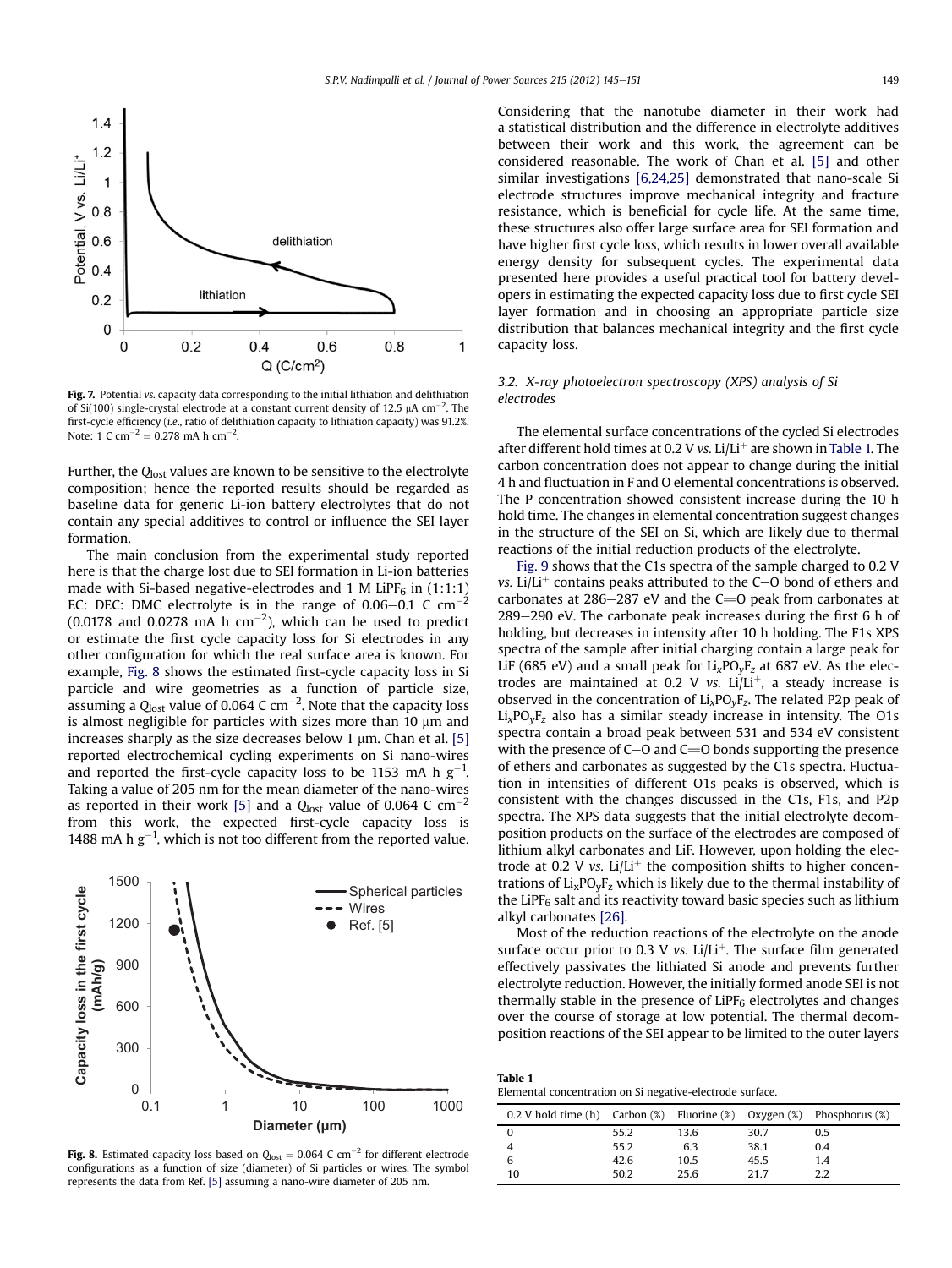Fig. 7. Potential *vs.* capacity data corresponding to the initial lithiation and delithiation of Si(100) single-crystal electrode at a constant current density of 12.5 μA cm$^{-2}$. The first-cycle efficiency (*i.e.*, ratio of delithiation capacity to lithiation capacity) was 91.2%. Note: 1 C cm$^{-2}$ = 0.278 mA h cm$^{-2}$.

Further, the $Q_{lost}$ values are known to be sensitive to the electrolyte composition; hence the reported results should be regarded as baseline data for generic Li-ion battery electrolytes that do not contain any special additives to control or influence the SEI layer formation.

The main conclusion from the experimental study reported here is that the charge lost due to SEI formation in Li-ion batteries made with Si-based negative-electrodes and 1 M $LiPF_6$ in (1:1:1) EC: DEC: DMC electrolyte is in the range of 0.06–0.1 C cm$^{-2}$ (0.0178 and 0.0278 mA h cm$^{-2}$), which can be used to predict or estimate the first cycle capacity loss for Si electrodes in any other configuration for which the real surface area is known. For example, Fig. 8 shows the estimated first-cycle capacity loss in Si particle and wire geometries as a function of particle size, assuming a $Q_{lost}$ value of 0.064 C cm$^{-2}$. Note that the capacity loss is almost negligible for particles with sizes more than 10 μm and increases sharply as the size decreases below 1 μm. Chan et al. [5] reported electrochemical cycling experiments on Si nano-wires and reported the first-cycle capacity loss to be 1153 mA h g$^{-1}$. Taking a value of 205 nm for the mean diameter of the nano-wires as reported in their work [5] and a $Q_{lost}$ value of 0.064 C cm$^{-2}$ from this work, the expected first-cycle capacity loss is 1488 mA h g$^{-1}$, which is not too different from the reported value.

Fig. 8. Estimated capacity loss based on $Q_{lost}$ = 0.064 C cm$^{-2}$ for different electrode configurations as a function of size (diameter) of Si particles or wires. The symbol represents the data from Ref. [5] assuming a nano-wire diameter of 205 nm.

Considering that the nanotube diameter in their work had a statistical distribution and the difference in electrolyte additives between their work and this work, the agreement can be considered reasonable. The work of Chan et al. [5] and other similar investigations [6,24,25] demonstrated that nano-scale Si electrode structures improve mechanical integrity and fracture resistance, which is beneficial for cycle life. At the same time, these structures also offer large surface area for SEI formation and have higher first cycle loss, which results in lower overall available energy density for subsequent cycles. The experimental data presented here provides a useful practical tool for battery developers in estimating the expected capacity loss due to first cycle SEI layer formation and in choosing an appropriate particle size distribution that balances mechanical integrity and the first cycle capacity loss.

### 3.2. X-ray photoelectron spectroscopy (XPS) analysis of Si electrodes

The elemental surface concentrations of the cycled Si electrodes after different hold times at 0.2 V *vs.* Li/Li$^+$ are shown in Table 1. The carbon concentration does not appear to change during the initial 4 h and fluctuation in F and O elemental concentrations is observed. The P concentration showed consistent increase during the 10 h hold time. The changes in elemental concentration suggest changes in the structure of the SEI on Si, which are likely due to thermal reactions of the initial reduction products of the electrolyte.

Fig. 9 shows that the C1s spectra of the sample charged to 0.2 V *vs.* Li/Li$^+$ contains peaks attributed to the C–O bond of ethers and carbonates at 286–287 eV and the C=O peak from carbonates at 289–290 eV. The carbonate peak increases during the first 6 h of holding, but decreases in intensity after 10 h holding. The F1s XPS spectra of the sample after initial charging contain a large peak for LiF (685 eV) and a small peak for $Li_xPO_yF_z$ at 687 eV. As the electrodes are maintained at 0.2 V *vs.* Li/Li$^+$, a steady increase is observed in the concentration of $Li_xPO_yF_z$. The related P2p peak of $Li_xPO_yF_z$ also has a similar steady increase in intensity. The O1s spectra contain a broad peak between 531 and 534 eV consistent with the presence of C–O and C=O bonds supporting the presence of ethers and carbonates as suggested by the C1s spectra. Fluctuation in intensities of different O1s peaks is observed, which is consistent with the changes discussed in the C1s, F1s, and P2p spectra. The XPS data suggests that the initial electrolyte decomposition products on the surface of the electrodes are composed of lithium alkyl carbonates and LiF. However, upon holding the electrode at 0.2 V *vs.* Li/Li$^+$ the composition shifts to higher concentrations of $Li_xPO_yF_z$ which is likely due to the thermal instability of the $LiPF_6$ salt and its reactivity toward basic species such as lithium alkyl carbonates [26].

Most of the reduction reactions of the electrolyte on the anode surface occur prior to 0.3 V *vs.* Li/Li$^+$. The surface film generated effectively passivates the lithiated Si anode and prevents further electrolyte reduction. However, the initially formed anode SEI is not thermally stable in the presence of $LiPF_6$ electrolytes and changes over the course of storage at low potential. The thermal decomposition reactions of the SEI appear to be limited to the outer layers

**Table 1**
Elemental concentration on Si negative-electrode surface.

| 0.2 V hold time (h) | Carbon (%) | Fluorine (%) | Oxygen (%) | Phosphorus (%) |
|---|---|---|---|---|
| 0 | 55.2 | 13.6 | 30.7 | 0.5 |
| 4 | 55.2 | 6.3 | 38.1 | 0.4 |
| 6 | 42.6 | 10.5 | 45.5 | 1.4 |
| 10 | 50.2 | 25.6 | 21.7 | 2.2 |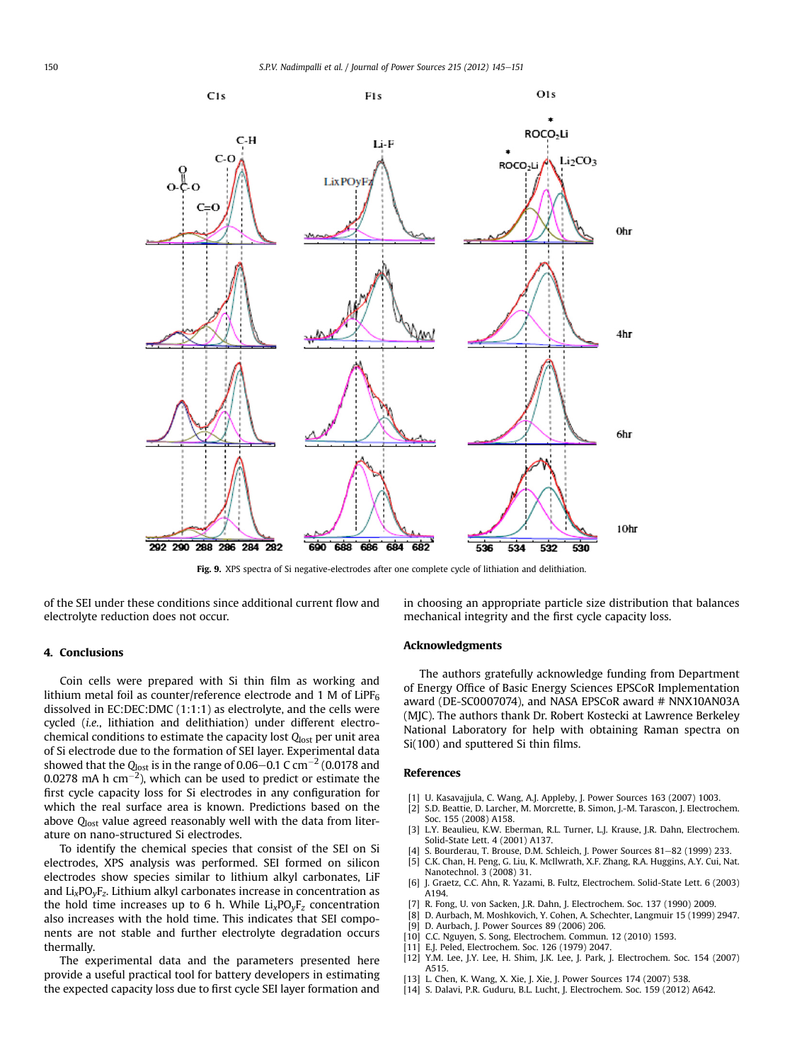Fig. 9. XPS spectra of Si negative-electrodes after one complete cycle of lithiation and delithiation.

of the SEI under these conditions since additional current flow and electrolyte reduction does not occur.

## 4. Conclusions

Coin cells were prepared with Si thin film as working and lithium metal foil as counter/reference electrode and 1 M of $LiPF_6$ dissolved in EC:DEC:DMC (1:1:1) as electrolyte, and the cells were cycled (*i.e.*, lithiation and delithiation) under different electrochemical conditions to estimate the capacity lost $Q_{lost}$ per unit area of Si electrode due to the formation of SEI layer. Experimental data showed that the $Q_{lost}$ is in the range of 0.06–0.1 C $cm^{-2}$ (0.0178 and 0.0278 mA h $cm^{-2}$), which can be used to predict or estimate the first cycle capacity loss for Si electrodes in any configuration for which the real surface area is known. Predictions based on the above $Q_{lost}$ value agreed reasonably well with the data from literature on nano-structured Si electrodes.

To identify the chemical species that consist of the SEI on Si electrodes, XPS analysis was performed. SEI formed on silicon electrodes show species similar to lithium alkyl carbonates, LiF and $Li_xPO_yF_z$. Lithium alkyl carbonates increase in concentration as the hold time increases up to 6 h. While $Li_xPO_yF_z$ concentration also increases with the hold time. This indicates that SEI components are not stable and further electrolyte degradation occurs thermally.

The experimental data and the parameters presented here provide a useful practical tool for battery developers in estimating the expected capacity loss due to first cycle SEI layer formation and in choosing an appropriate particle size distribution that balances mechanical integrity and the first cycle capacity loss.

## Acknowledgments

The authors gratefully acknowledge funding from Department of Energy Office of Basic Energy Sciences EPSCoR Implementation award (DE-SC0007074), and NASA EPSCoR award # NNX10AN03A (MJC). The authors thank Dr. Robert Kostecki at Lawrence Berkeley National Laboratory for help with obtaining Raman spectra on Si(100) and sputtered Si thin films.

## References

[1] U. Kasavajjula, C. Wang, A.J. Appleby, J. Power Sources 163 (2007) 1003.
[2] S.D. Beattie, D. Larcher, M. Morcrette, B. Simon, J.-M. Tarascon, J. Electrochem. Soc. 155 (2008) A158.
[3] L.Y. Beaulieu, K.W. Eberman, R.L. Turner, L.J. Krause, J.R. Dahn, Electrochem. Solid-State Lett. 4 (2001) A137.
[4] S. Bourderau, T. Brouse, D.M. Schleich, J. Power Sources 81–82 (1999) 233.
[5] C.K. Chan, H. Peng, G. Liu, K. McIlwrath, X.F. Zhang, R.A. Huggins, A.Y. Cui, Nat. Nanotechnol. 3 (2008) 31.
[6] J. Graetz, C.C. Ahn, R. Yazami, B. Fultz, Electrochem. Solid-State Lett. 6 (2003) A194.
[7] R. Fong, U. von Sacken, J.R. Dahn, J. Electrochem. Soc. 137 (1990) 2009.
[8] D. Aurbach, M. Moshkovich, Y. Cohen, A. Schechter, Langmuir 15 (1999) 2947.
[9] D. Aurbach, J. Power Sources 89 (2006) 206.
[10] C.C. Nguyen, S. Song, Electrochem. Commun. 12 (2010) 1593.
[11] E.J. Peled, Electrochem. Soc. 126 (1979) 2047.
[12] Y.M. Lee, J.Y. Lee, H. Shim, J.K. Lee, J. Park, J. Electrochem. Soc. 154 (2007) A515.
[13] L. Chen, K. Wang, X. Xie, J. Xie, J. Power Sources 174 (2007) 538.
[14] S. Dalavi, P.R. Guduru, B.L. Lucht, J. Electrochem. Soc. 159 (2012) A642.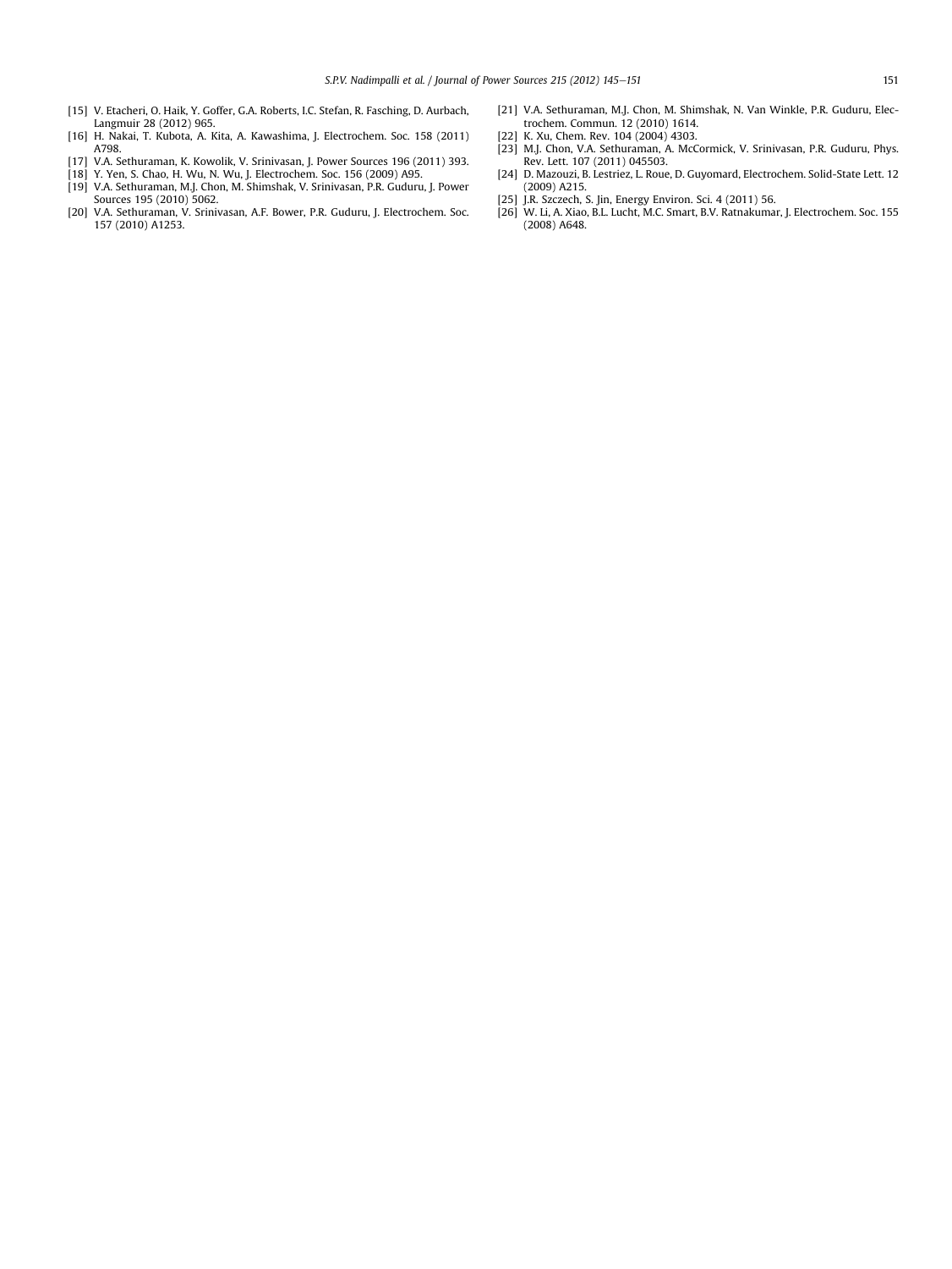[15] V. Etacheri, O. Haik, Y. Goffer, G.A. Roberts, I.C. Stefan, R. Fasching, D. Aurbach, Langmuir 28 (2012) 965.

[16] H. Nakai, T. Kubota, A. Kita, A. Kawashima, J. Electrochem. Soc. 158 (2011) A798.

[17] V.A. Sethuraman, K. Kowolik, V. Srinivasan, J. Power Sources 196 (2011) 393.

[18] Y. Yen, S. Chao, H. Wu, N. Wu, J. Electrochem. Soc. 156 (2009) A95.

[19] V.A. Sethuraman, M.J. Chon, M. Shimshak, V. Srinivasan, P.R. Guduru, J. Power Sources 195 (2010) 5062.

[20] V.A. Sethuraman, V. Srinivasan, A.F. Bower, P.R. Guduru, J. Electrochem. Soc. 157 (2010) A1253.

[21] V.A. Sethuraman, M.J. Chon, M. Shimshak, N. Van Winkle, P.R. Guduru, Electrochem. Commun. 12 (2010) 1614.

[22] K. Xu, Chem. Rev. 104 (2004) 4303.

[23] M.J. Chon, V.A. Sethuraman, A. McCormick, V. Srinivasan, P.R. Guduru, Phys. Rev. Lett. 107 (2011) 045503.

[24] D. Mazouzi, B. Lestriez, L. Roue, D. Guyomard, Electrochem. Solid-State Lett. 12 (2009) A215.

[25] J.R. Szczech, S. Jin, Energy Environ. Sci. 4 (2011) 56.

[26] W. Li, A. Xiao, B.L. Lucht, M.C. Smart, B.V. Ratnakumar, J. Electrochem. Soc. 155 (2008) A648.